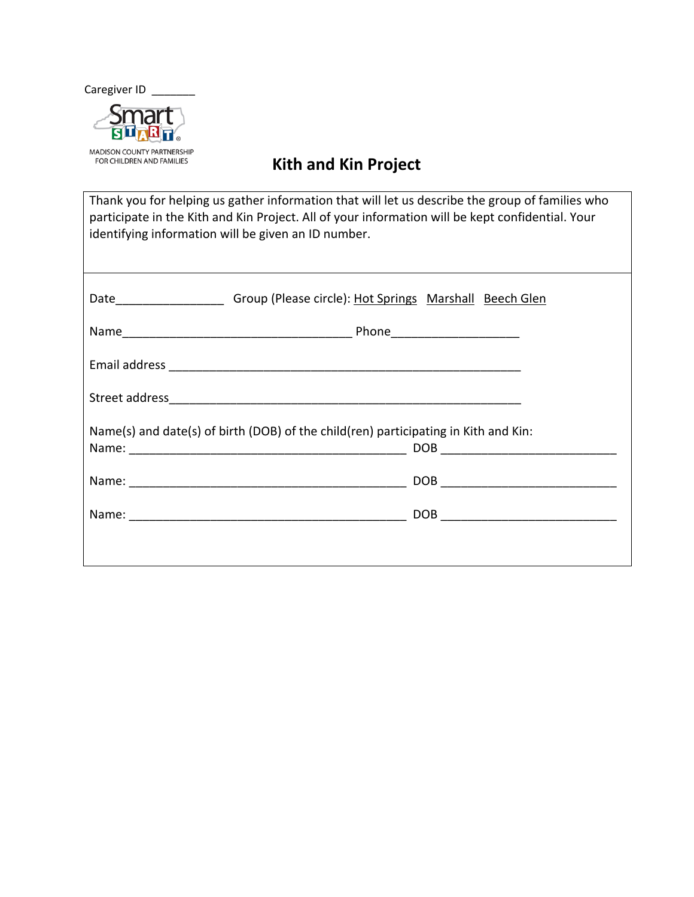Caregiver ID _______

MADISON COUNTY PARTNERSHIP FOR CHILDREN AND FAMILIES

# Kith and Kin Project

Thank you for helping us gather information that will let us describe the group of families who participate in the Kith and Kin Project. All of your information will be kept confidential. Your identifying information will be given an ID number.

Date________________ Group (Please circle): Hot Springs Marshall Beech Glen

Name__________________________________ Phone__________________

Email address ____________________________________________________

Street address____________________________________________________

Name(s) and date(s) of birth (DOB) of the child(ren) participating in Kith and Kin:

Name: __________________________________________ DOB __________________________

Name: __________________________________________ DOB __________________________

Name: __________________________________________ DOB __________________________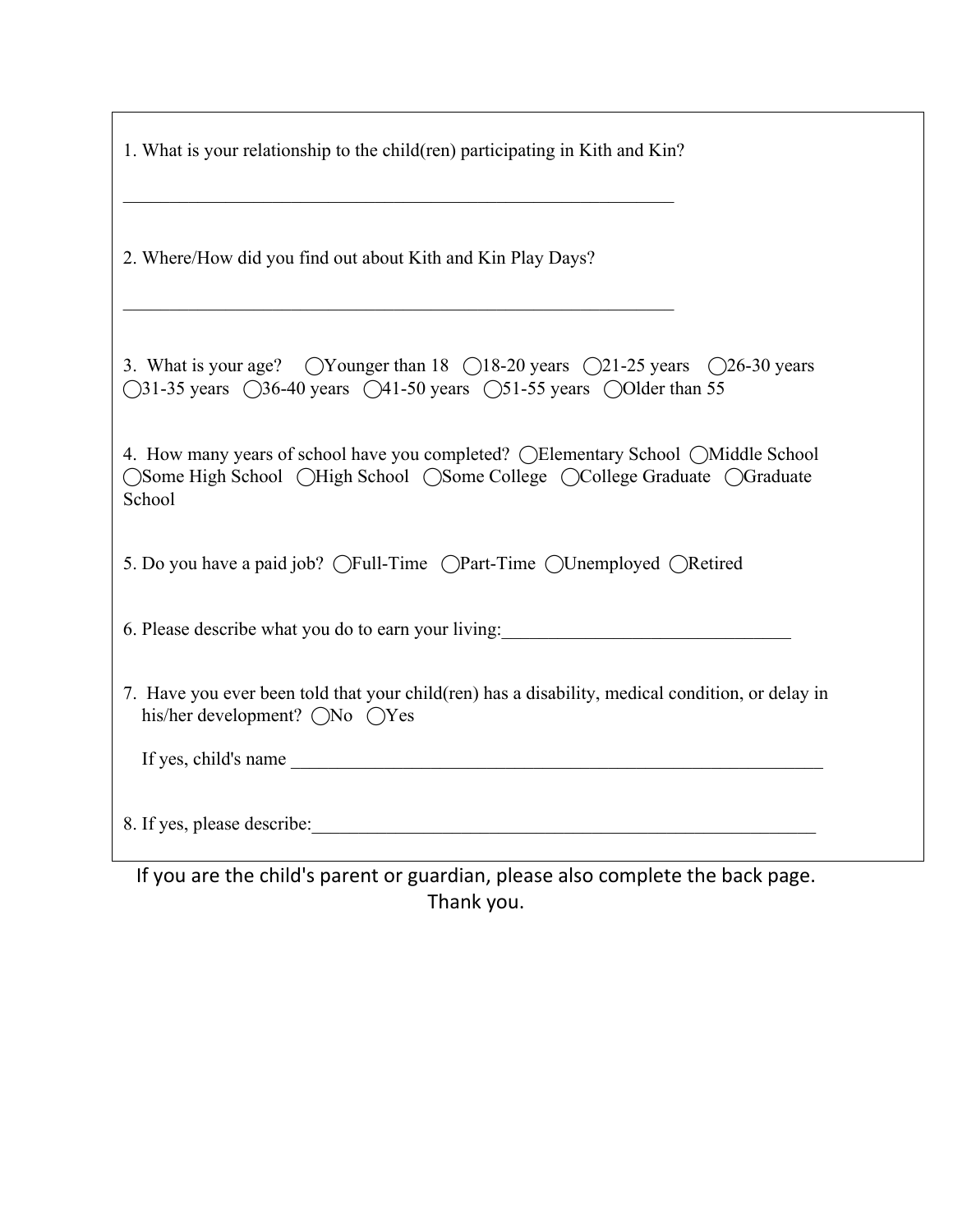1. What is your relationship to the child(ren) participating in Kith and Kin?

_______________________________________________________________

2. Where/How did you find out about Kith and Kin Play Days?

_______________________________________________________________

3. What is your age? ◯Younger than 18 ◯18-20 years ◯21-25 years ◯26-30 years ◯31-35 years ◯36-40 years ◯41-50 years ◯51-55 years ◯Older than 55

4. How many years of school have you completed? ◯Elementary School ◯Middle School ◯Some High School ◯High School ◯Some College ◯College Graduate ◯Graduate School

5. Do you have a paid job? ◯Full-Time ◯Part-Time ◯Unemployed ◯Retired

6. Please describe what you do to earn your living:________________________________

7. Have you ever been told that your child(ren) has a disability, medical condition, or delay in his/her development? ◯No ◯Yes

   If yes, child's name ______________________________________________________________

8. If yes, please describe:___________________________________________________________

If you are the child's parent or guardian, please also complete the back page.
Thank you.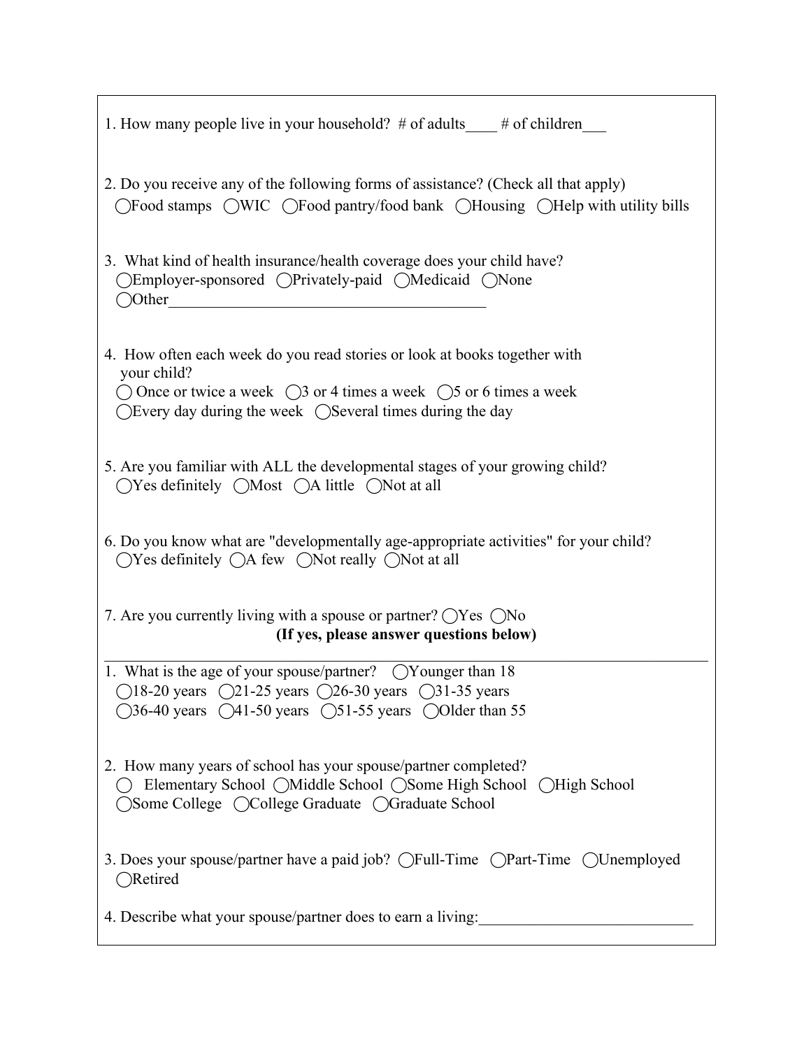1. How many people live in your household? # of adults____ # of children___

2. Do you receive any of the following forms of assistance? (Check all that apply)
◯Food stamps ◯WIC ◯Food pantry/food bank ◯Housing ◯Help with utility bills

3. What kind of health insurance/health coverage does your child have?
◯Employer-sponsored ◯Privately-paid ◯Medicaid ◯None
◯Other_________________________________________

4. How often each week do you read stories or look at books together with your child?
◯ Once or twice a week ◯3 or 4 times a week ◯5 or 6 times a week
◯Every day during the week ◯Several times during the day

5. Are you familiar with ALL the developmental stages of your growing child?
◯Yes definitely ◯Most ◯A little ◯Not at all

6. Do you know what are "developmentally age-appropriate activities" for your child?
◯Yes definitely ◯A few ◯Not really ◯Not at all

7. Are you currently living with a spouse or partner? ◯Yes ◯No

**(If yes, please answer questions below)**

---

1. What is the age of your spouse/partner? ◯Younger than 18
◯18-20 years ◯21-25 years ◯26-30 years ◯31-35 years
◯36-40 years ◯41-50 years ◯51-55 years ◯Older than 55

2. How many years of school has your spouse/partner completed?
◯ Elementary School ◯Middle School ◯Some High School ◯High School
◯Some College ◯College Graduate ◯Graduate School

3. Does your spouse/partner have a paid job? ◯Full-Time ◯Part-Time ◯Unemployed
◯Retired

4. Describe what your spouse/partner does to earn a living:___________________________